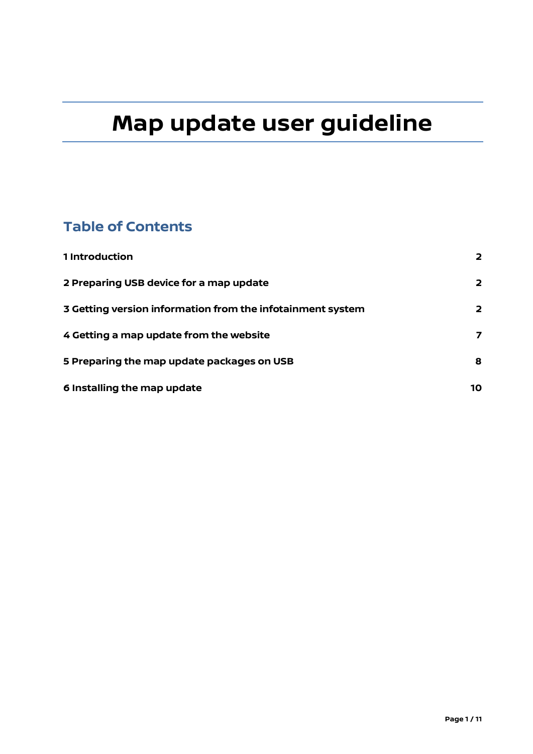# Map update user guideline

## Table of Contents

| | |
|---|---|
| **1 Introduction** | **2** |
| **2 Preparing USB device for a map update** | **2** |
| **3 Getting version information from the infotainment system** | **2** |
| **4 Getting a map update from the website** | **7** |
| **5 Preparing the map update packages on USB** | **8** |
| **6 Installing the map update** | **10** |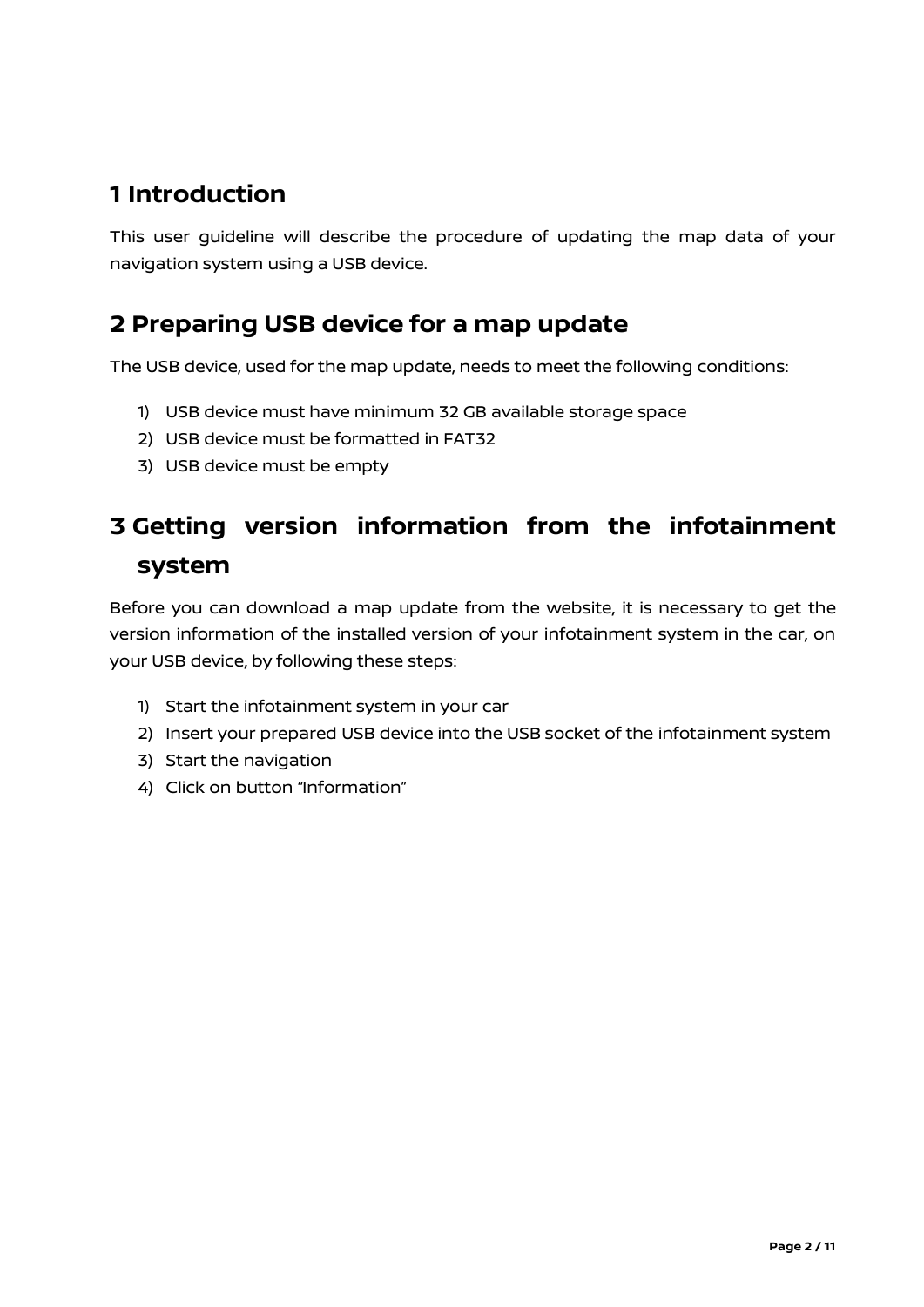# 1 Introduction

This user guideline will describe the procedure of updating the map data of your navigation system using a USB device.

# 2 Preparing USB device for a map update

The USB device, used for the map update, needs to meet the following conditions:

1) USB device must have minimum 32 GB available storage space
2) USB device must be formatted in FAT32
3) USB device must be empty

# 3 Getting version information from the infotainment system

Before you can download a map update from the website, it is necessary to get the version information of the installed version of your infotainment system in the car, on your USB device, by following these steps:

1) Start the infotainment system in your car
2) Insert your prepared USB device into the USB socket of the infotainment system
3) Start the navigation
4) Click on button "Information"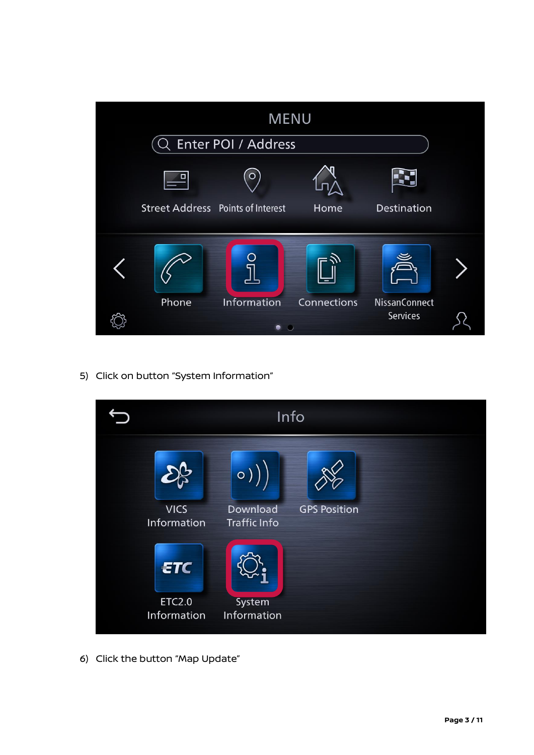5) Click on button "System Information"

6) Click the button "Map Update"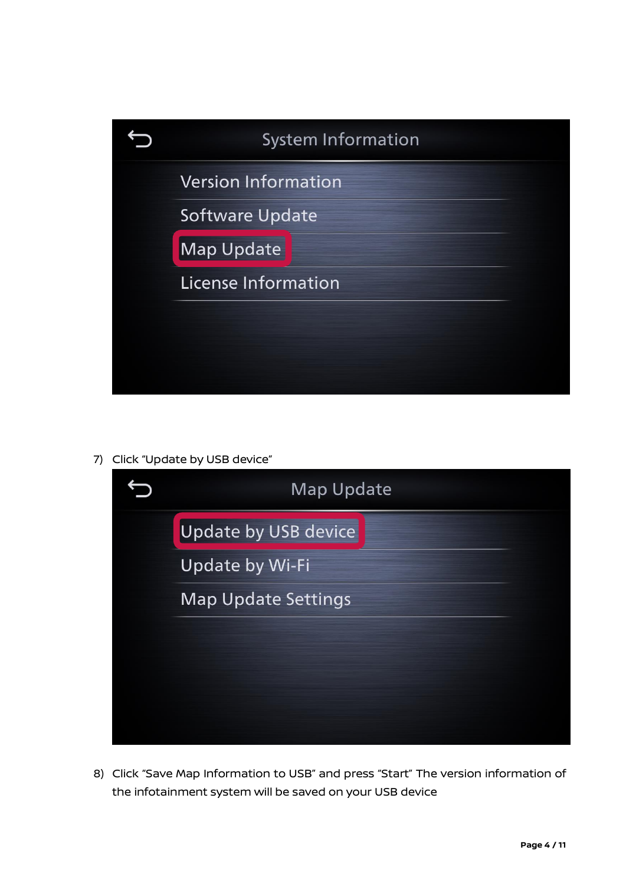7) Click "Update by USB device"

8) Click "Save Map Information to USB" and press "Start" The version information of the infotainment system will be saved on your USB device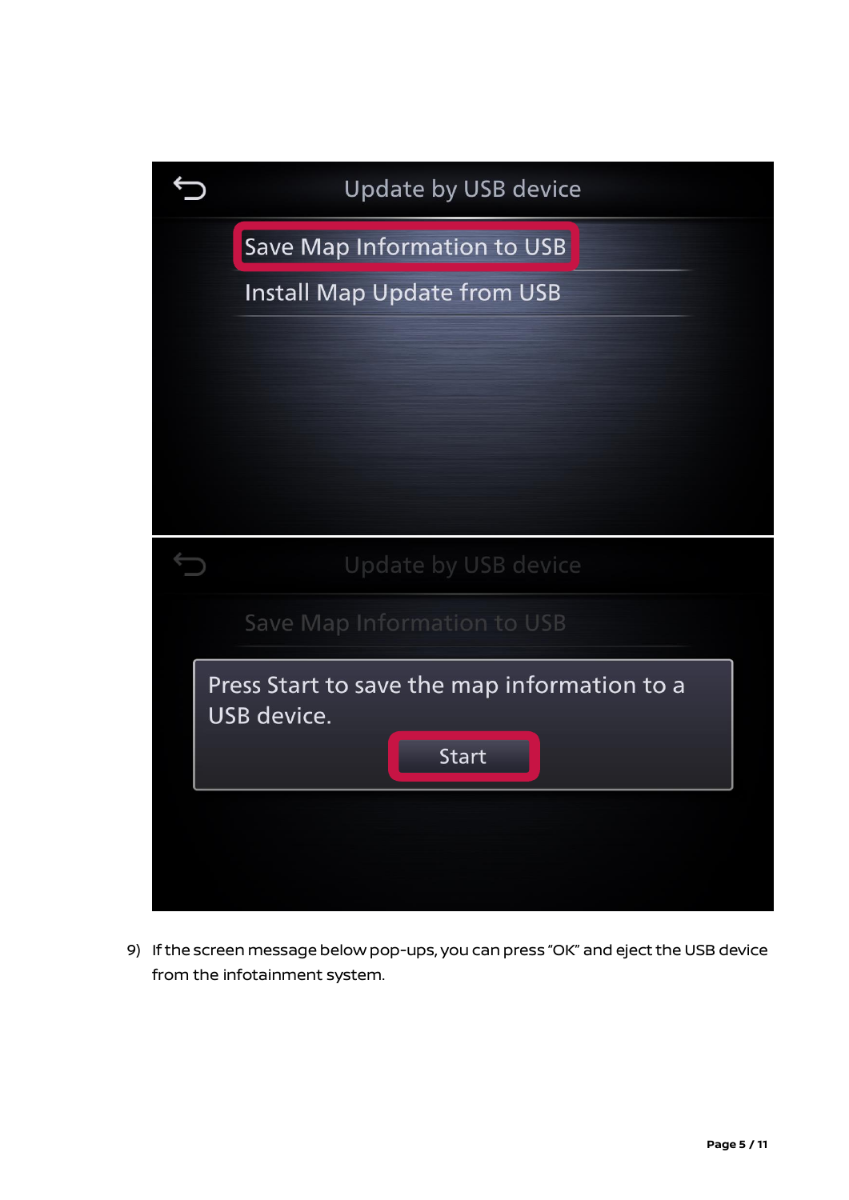Update by USB device

Save Map Information to USB

Install Map Update from USB

Update by USB device

Save Map Information to USB

Press Start to save the map information to a USB device.

Start

9) If the screen message below pop-ups, you can press "OK" and eject the USB device from the infotainment system.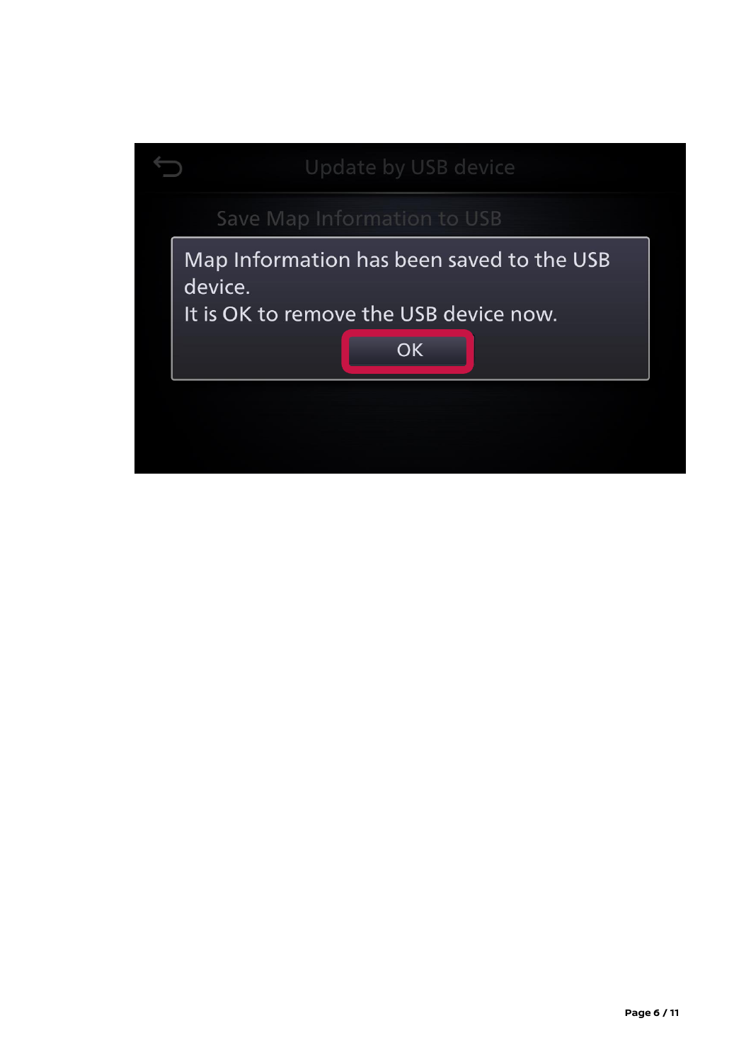Update by USB device

Save Map Information to USB

Map Information has been saved to the USB device.
It is OK to remove the USB device now.

OK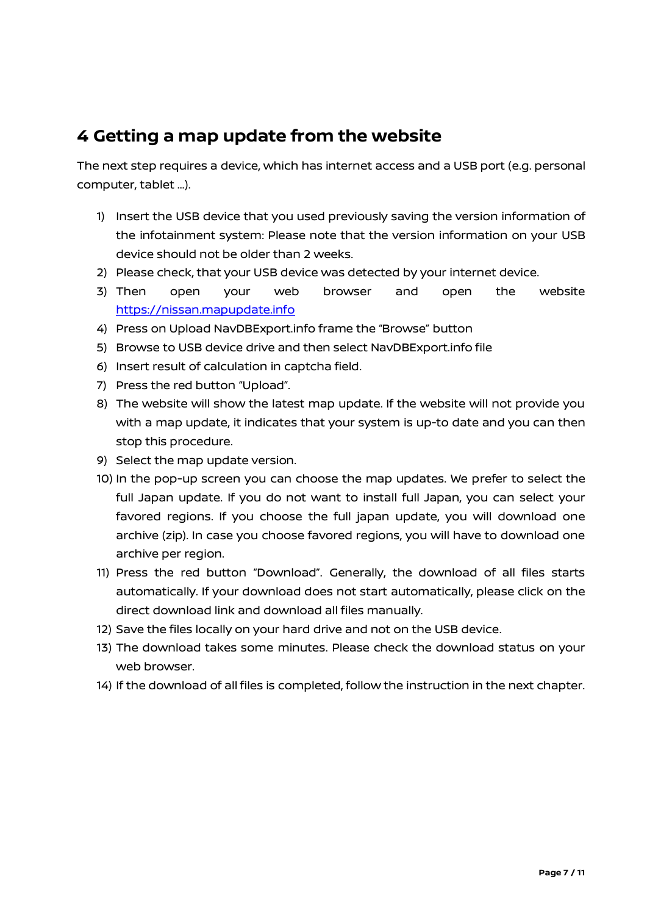# 4 Getting a map update from the website

The next step requires a device, which has internet access and a USB port (e.g. personal computer, tablet …).

1) Insert the USB device that you used previously saving the version information of the infotainment system: Please note that the version information on your USB device should not be older than 2 weeks.
2) Please check, that your USB device was detected by your internet device.
3) Then open your web browser and open the website https://nissan.mapupdate.info
4) Press on Upload NavDBExport.info frame the "Browse" button
5) Browse to USB device drive and then select NavDBExport.info file
6) Insert result of calculation in captcha field.
7) Press the red button "Upload".
8) The website will show the latest map update. If the website will not provide you with a map update, it indicates that your system is up-to date and you can then stop this procedure.
9) Select the map update version.
10) In the pop-up screen you can choose the map updates. We prefer to select the full Japan update. If you do not want to install full Japan, you can select your favored regions. If you choose the full japan update, you will download one archive (zip). In case you choose favored regions, you will have to download one archive per region.
11) Press the red button "Download". Generally, the download of all files starts automatically. If your download does not start automatically, please click on the direct download link and download all files manually.
12) Save the files locally on your hard drive and not on the USB device.
13) The download takes some minutes. Please check the download status on your web browser.
14) If the download of all files is completed, follow the instruction in the next chapter.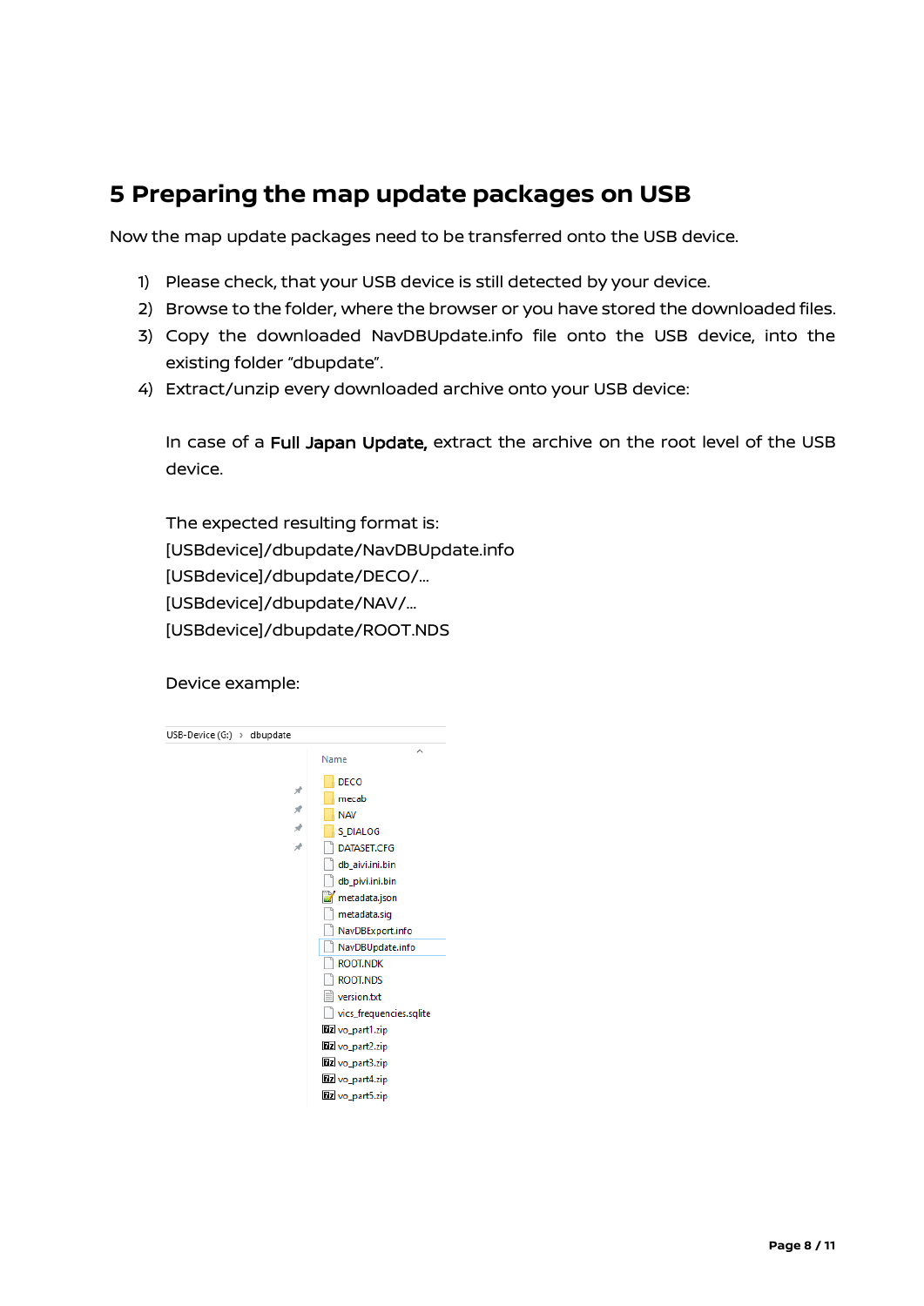# 5 Preparing the map update packages on USB

Now the map update packages need to be transferred onto the USB device.

1) Please check, that your USB device is still detected by your device.
2) Browse to the folder, where the browser or you have stored the downloaded files.
3) Copy the downloaded NavDBUpdate.info file onto the USB device, into the existing folder "dbupdate".
4) Extract/unzip every downloaded archive onto your USB device:

   In case of a **Full Japan Update,** extract the archive on the root level of the USB device.

   The expected resulting format is:
   [USBdevice]/dbupdate/NavDBUpdate.info
   [USBdevice]/dbupdate/DECO/…
   [USBdevice]/dbupdate/NAV/…
   [USBdevice]/dbupdate/ROOT.NDS

   Device example:

   USB-Device (G:) › dbupdate

   Name
   - DECO
   - mecab
   - NAV
   - S_DIALOG
   - DATASET.CFG
   - db_aivi.ini.bin
   - db_pivi.ini.bin
   - metadata.json
   - metadata.sig
   - NavDBExport.info
   - NavDBUpdate.info
   - ROOT.NDK
   - ROOT.NDS
   - version.txt
   - vics_frequencies.sqlite
   - vo_part1.zip
   - vo_part2.zip
   - vo_part3.zip
   - vo_part4.zip
   - vo_part5.zip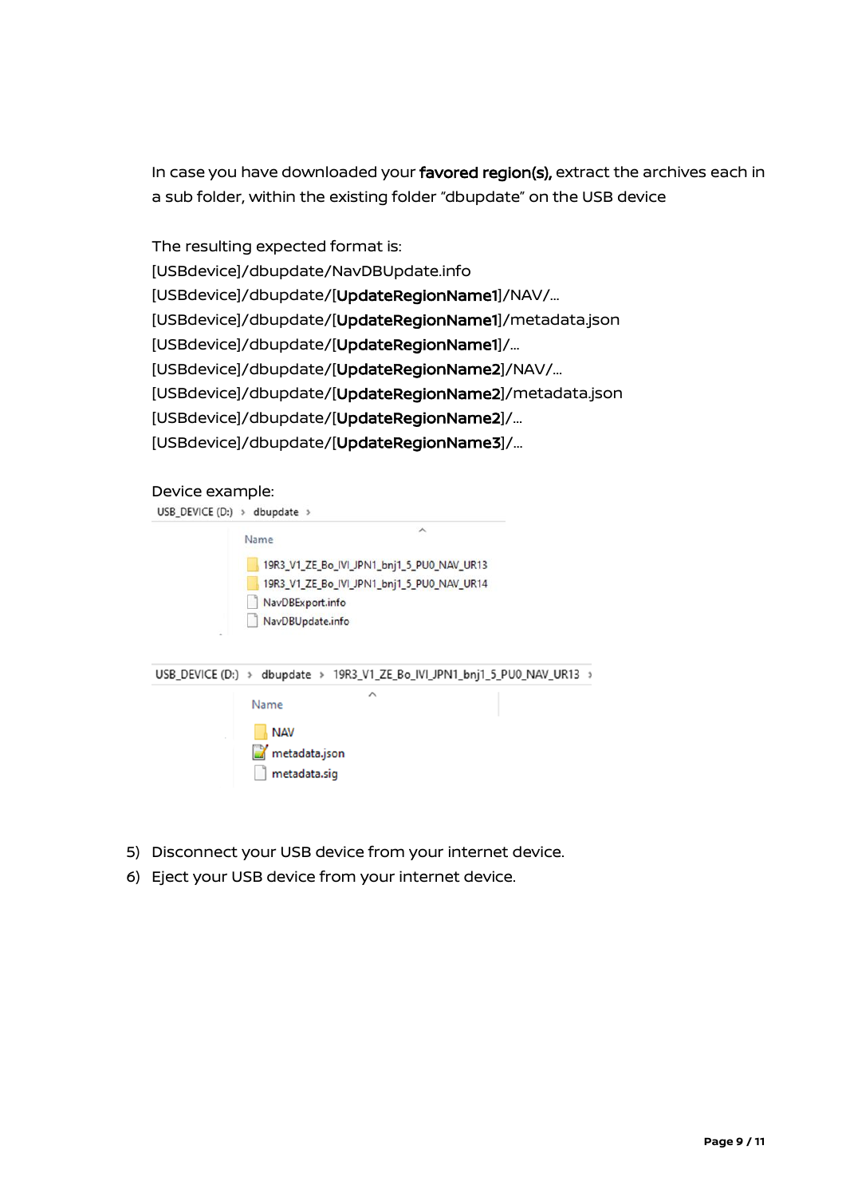In case you have downloaded your **favored region(s),** extract the archives each in a sub folder, within the existing folder "dbupdate" on the USB device

The resulting expected format is:
[USBdevice]/dbupdate/NavDBUpdate.info
[USBdevice]/dbupdate/[**UpdateRegionName1**]/NAV/...
[USBdevice]/dbupdate/[**UpdateRegionName1**]/metadata.json
[USBdevice]/dbupdate/[**UpdateRegionName1**]/...
[USBdevice]/dbupdate/[**UpdateRegionName2**]/NAV/...
[USBdevice]/dbupdate/[**UpdateRegionName2**]/metadata.json
[USBdevice]/dbupdate/[**UpdateRegionName2**]/...
[USBdevice]/dbupdate/[**UpdateRegionName3**]/...

Device example:

USB_DEVICE (D:) > dbupdate >

Name
- 19R3_V1_ZE_Bo_IVI_JPN1_bnj1_5_PU0_NAV_UR13
- 19R3_V1_ZE_Bo_IVI_JPN1_bnj1_5_PU0_NAV_UR14
- NavDBExport.info
- NavDBUpdate.info

USB_DEVICE (D:) > dbupdate > 19R3_V1_ZE_Bo_IVI_JPN1_bnj1_5_PU0_NAV_UR13 >

Name
- NAV
- metadata.json
- metadata.sig

5) Disconnect your USB device from your internet device.
6) Eject your USB device from your internet device.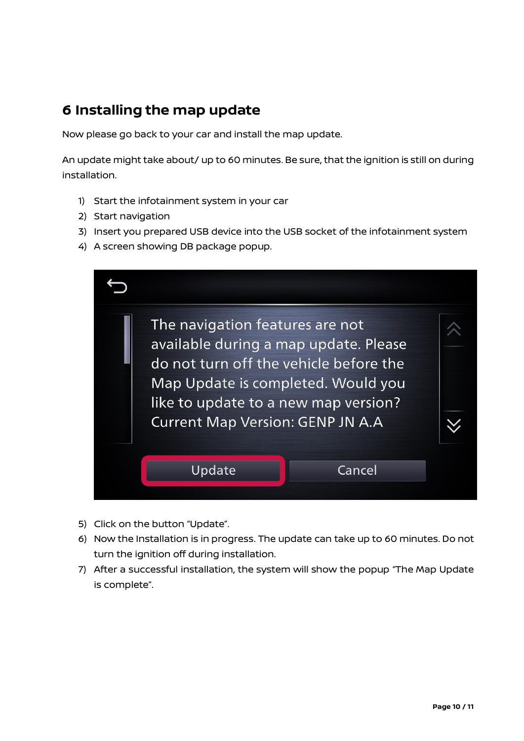# 6 Installing the map update

Now please go back to your car and install the map update.

An update might take about/ up to 60 minutes. Be sure, that the ignition is still on during installation.

1) Start the infotainment system in your car
2) Start navigation
3) Insert you prepared USB device into the USB socket of the infotainment system
4) A screen showing DB package popup.

5) Click on the button "Update".
6) Now the Installation is in progress. The update can take up to 60 minutes. Do not turn the ignition off during installation.
7) After a successful installation, the system will show the popup "The Map Update is complete".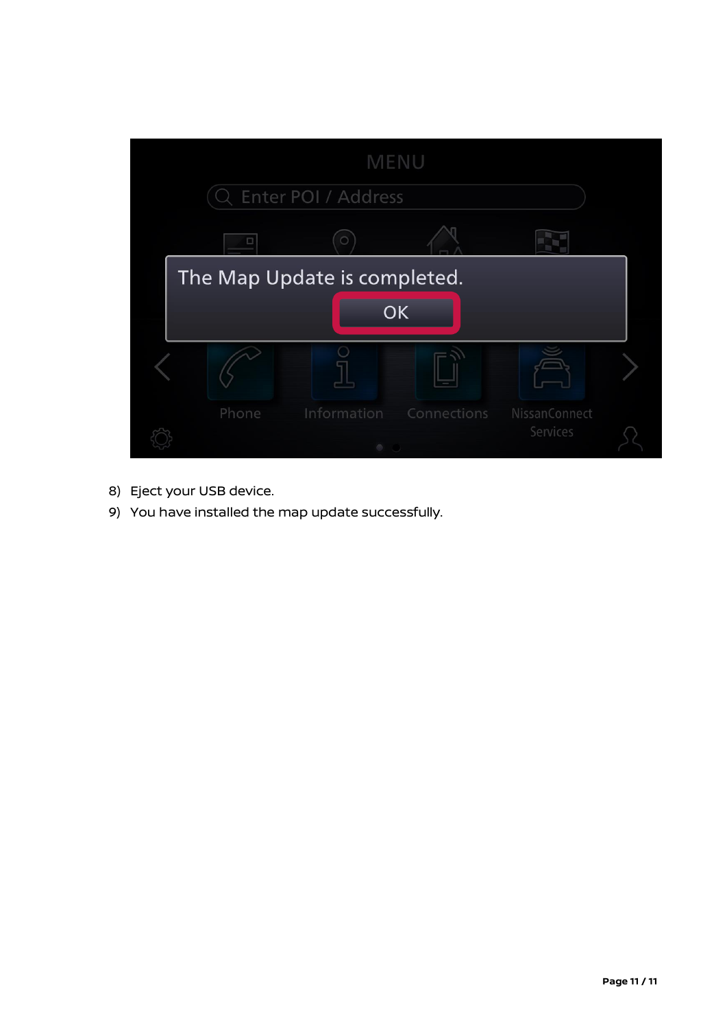8) Eject your USB device.
9) You have installed the map update successfully.